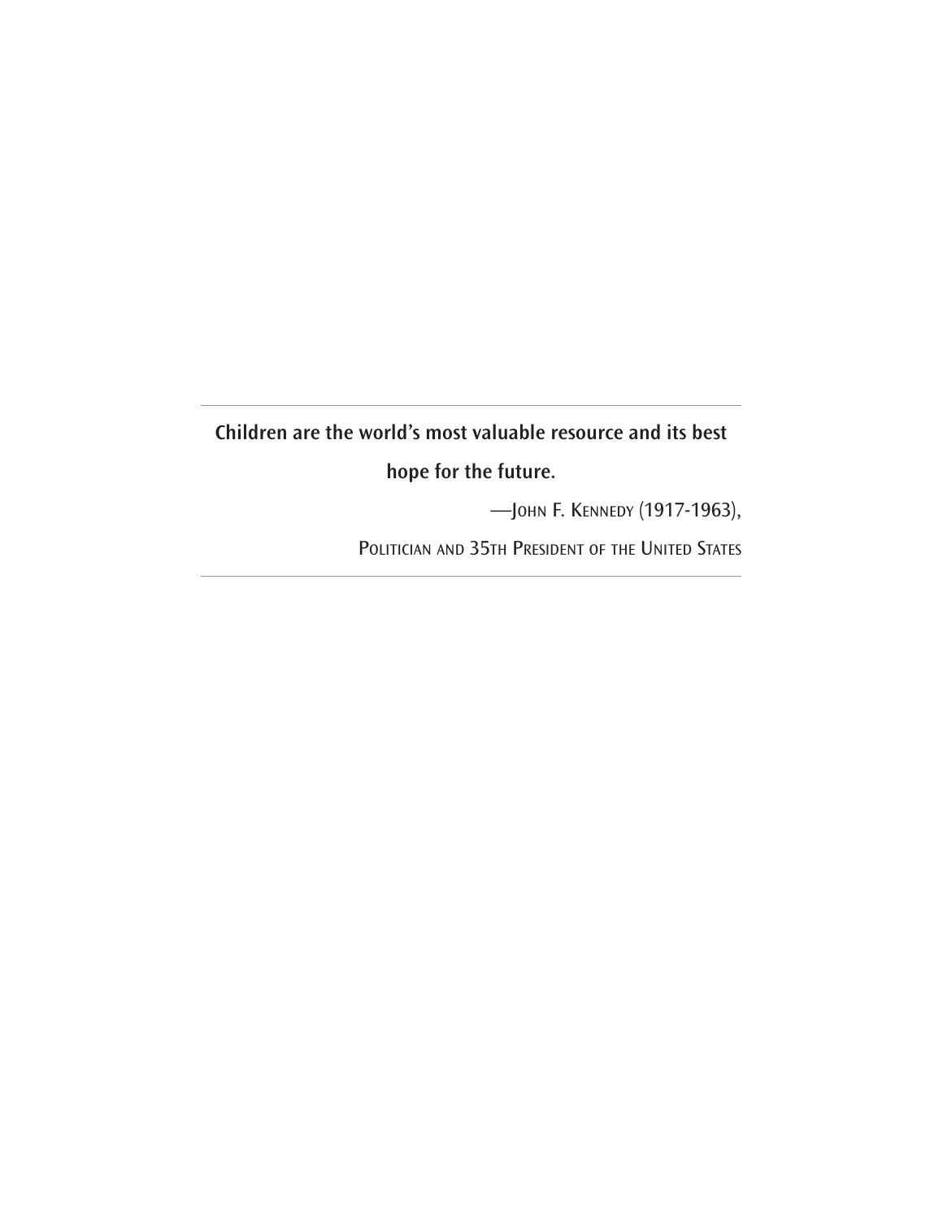---

**Children are the world's most valuable resource and its best hope for the future.**

—John F. Kennedy (1917-1963),

Politician and 35th President of the United States

---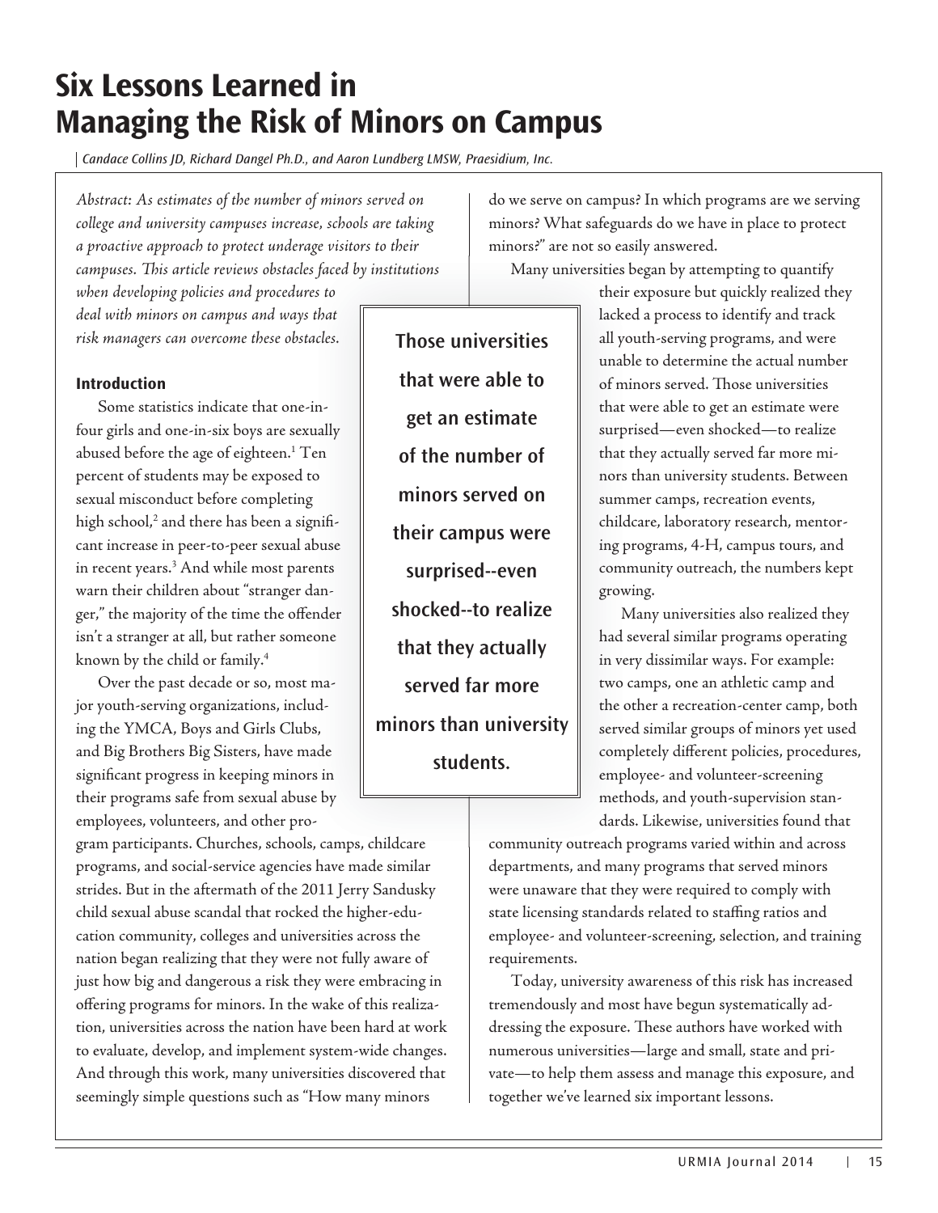# Six Lessons Learned in Managing the Risk of Minors on Campus

*Candace Collins JD, Richard Dangel Ph.D., and Aaron Lundberg LMSW, Praesidium, Inc.*

*Abstract: As estimates of the number of minors served on college and university campuses increase, schools are taking a proactive approach to protect underage visitors to their campuses. This article reviews obstacles faced by institutions when developing policies and procedures to deal with minors on campus and ways that risk managers can overcome these obstacles.*

## Introduction

Some statistics indicate that one-in-four girls and one-in-six boys are sexually abused before the age of eighteen.[1] Ten percent of students may be exposed to sexual misconduct before completing high school,[2] and there has been a significant increase in peer-to-peer sexual abuse in recent years.[3] And while most parents warn their children about "stranger danger," the majority of the time the offender isn't a stranger at all, but rather someone known by the child or family.[4]

Over the past decade or so, most major youth-serving organizations, including the YMCA, Boys and Girls Clubs, and Big Brothers Big Sisters, have made significant progress in keeping minors in their programs safe from sexual abuse by employees, volunteers, and other program participants. Churches, schools, camps, childcare programs, and social-service agencies have made similar strides. But in the aftermath of the 2011 Jerry Sandusky child sexual abuse scandal that rocked the higher-education community, colleges and universities across the nation began realizing that they were not fully aware of just how big and dangerous a risk they were embracing in offering programs for minors. In the wake of this realization, universities across the nation have been hard at work to evaluate, develop, and implement system-wide changes. And through this work, many universities discovered that seemingly simple questions such as "How many minors do we serve on campus? In which programs are we serving minors? What safeguards do we have in place to protect minors?" are not so easily answered.

**Those universities that were able to get an estimate of the number of minors served on their campus were surprised--even shocked--to realize that they actually served far more minors than university students.**

Many universities began by attempting to quantify their exposure but quickly realized they lacked a process to identify and track all youth-serving programs, and were unable to determine the actual number of minors served. Those universities that were able to get an estimate were surprised—even shocked—to realize that they actually served far more minors than university students. Between summer camps, recreation events, childcare, laboratory research, mentoring programs, 4-H, campus tours, and community outreach, the numbers kept growing.

Many universities also realized they had several similar programs operating in very dissimilar ways. For example: two camps, one an athletic camp and the other a recreation-center camp, both served similar groups of minors yet used completely different policies, procedures, employee- and volunteer-screening methods, and youth-supervision standards. Likewise, universities found that community outreach programs varied within and across departments, and many programs that served minors were unaware that they were required to comply with state licensing standards related to staffing ratios and employee- and volunteer-screening, selection, and training requirements.

Today, university awareness of this risk has increased tremendously and most have begun systematically addressing the exposure. These authors have worked with numerous universities—large and small, state and private—to help them assess and manage this exposure, and together we've learned six important lessons.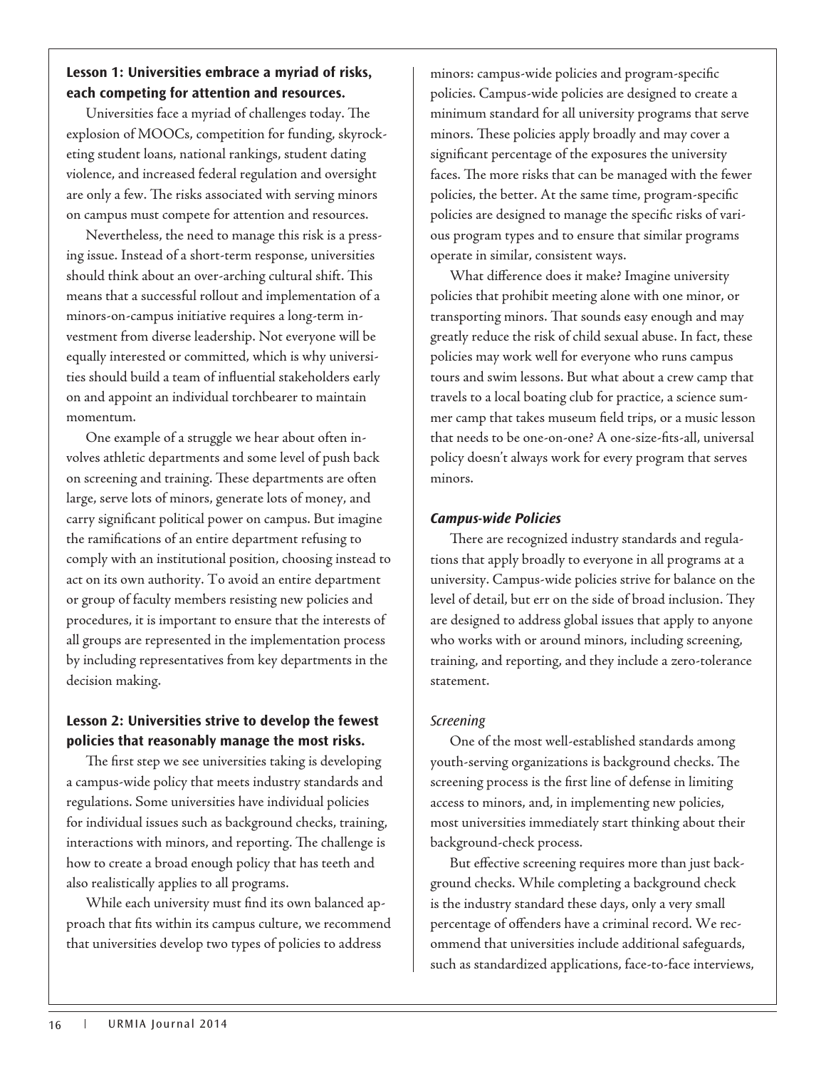## Lesson 1: Universities embrace a myriad of risks, each competing for attention and resources.

Universities face a myriad of challenges today. The explosion of MOOCs, competition for funding, skyrocketing student loans, national rankings, student dating violence, and increased federal regulation and oversight are only a few. The risks associated with serving minors on campus must compete for attention and resources.

Nevertheless, the need to manage this risk is a pressing issue. Instead of a short-term response, universities should think about an over-arching cultural shift. This means that a successful rollout and implementation of a minors-on-campus initiative requires a long-term investment from diverse leadership. Not everyone will be equally interested or committed, which is why universities should build a team of influential stakeholders early on and appoint an individual torchbearer to maintain momentum.

One example of a struggle we hear about often involves athletic departments and some level of push back on screening and training. These departments are often large, serve lots of minors, generate lots of money, and carry significant political power on campus. But imagine the ramifications of an entire department refusing to comply with an institutional position, choosing instead to act on its own authority. To avoid an entire department or group of faculty members resisting new policies and procedures, it is important to ensure that the interests of all groups are represented in the implementation process by including representatives from key departments in the decision making.

## Lesson 2: Universities strive to develop the fewest policies that reasonably manage the most risks.

The first step we see universities taking is developing a campus-wide policy that meets industry standards and regulations. Some universities have individual policies for individual issues such as background checks, training, interactions with minors, and reporting. The challenge is how to create a broad enough policy that has teeth and also realistically applies to all programs.

While each university must find its own balanced approach that fits within its campus culture, we recommend that universities develop two types of policies to address minors: campus-wide policies and program-specific policies. Campus-wide policies are designed to create a minimum standard for all university programs that serve minors. These policies apply broadly and may cover a significant percentage of the exposures the university faces. The more risks that can be managed with the fewer policies, the better. At the same time, program-specific policies are designed to manage the specific risks of various program types and to ensure that similar programs operate in similar, consistent ways.

What difference does it make? Imagine university policies that prohibit meeting alone with one minor, or transporting minors. That sounds easy enough and may greatly reduce the risk of child sexual abuse. In fact, these policies may work well for everyone who runs campus tours and swim lessons. But what about a crew camp that travels to a local boating club for practice, a science summer camp that takes museum field trips, or a music lesson that needs to be one-on-one? A one-size-fits-all, universal policy doesn't always work for every program that serves minors.

### *Campus-wide Policies*

There are recognized industry standards and regulations that apply broadly to everyone in all programs at a university. Campus-wide policies strive for balance on the level of detail, but err on the side of broad inclusion. They are designed to address global issues that apply to anyone who works with or around minors, including screening, training, and reporting, and they include a zero-tolerance statement.

#### *Screening*

One of the most well-established standards among youth-serving organizations is background checks. The screening process is the first line of defense in limiting access to minors, and, in implementing new policies, most universities immediately start thinking about their background-check process.

But effective screening requires more than just background checks. While completing a background check is the industry standard these days, only a very small percentage of offenders have a criminal record. We recommend that universities include additional safeguards, such as standardized applications, face-to-face interviews,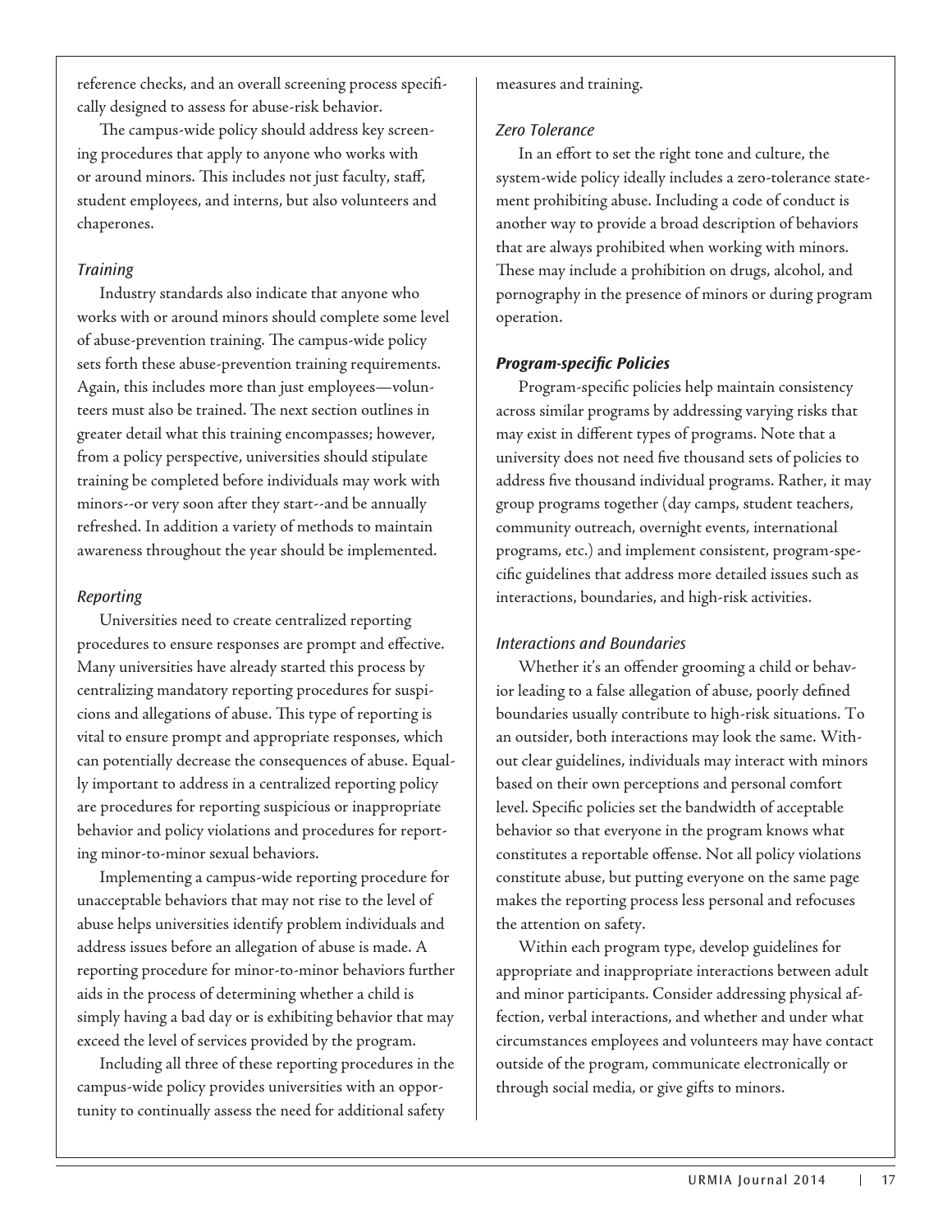reference checks, and an overall screening process specifically designed to assess for abuse-risk behavior.

The campus-wide policy should address key screening procedures that apply to anyone who works with or around minors. This includes not just faculty, staff, student employees, and interns, but also volunteers and chaperones.

*Training*

Industry standards also indicate that anyone who works with or around minors should complete some level of abuse-prevention training. The campus-wide policy sets forth these abuse-prevention training requirements. Again, this includes more than just employees—volunteers must also be trained. The next section outlines in greater detail what this training encompasses; however, from a policy perspective, universities should stipulate training be completed before individuals may work with minors--or very soon after they start--and be annually refreshed. In addition a variety of methods to maintain awareness throughout the year should be implemented.

*Reporting*

Universities need to create centralized reporting procedures to ensure responses are prompt and effective. Many universities have already started this process by centralizing mandatory reporting procedures for suspicions and allegations of abuse. This type of reporting is vital to ensure prompt and appropriate responses, which can potentially decrease the consequences of abuse. Equally important to address in a centralized reporting policy are procedures for reporting suspicious or inappropriate behavior and policy violations and procedures for reporting minor-to-minor sexual behaviors.

Implementing a campus-wide reporting procedure for unacceptable behaviors that may not rise to the level of abuse helps universities identify problem individuals and address issues before an allegation of abuse is made. A reporting procedure for minor-to-minor behaviors further aids in the process of determining whether a child is simply having a bad day or is exhibiting behavior that may exceed the level of services provided by the program.

Including all three of these reporting procedures in the campus-wide policy provides universities with an opportunity to continually assess the need for additional safety measures and training.

*Zero Tolerance*

In an effort to set the right tone and culture, the system-wide policy ideally includes a zero-tolerance statement prohibiting abuse. Including a code of conduct is another way to provide a broad description of behaviors that are always prohibited when working with minors. These may include a prohibition on drugs, alcohol, and pornography in the presence of minors or during program operation.

***Program-specific Policies***

Program-specific policies help maintain consistency across similar programs by addressing varying risks that may exist in different types of programs. Note that a university does not need five thousand sets of policies to address five thousand individual programs. Rather, it may group programs together (day camps, student teachers, community outreach, overnight events, international programs, etc.) and implement consistent, program-specific guidelines that address more detailed issues such as interactions, boundaries, and high-risk activities.

*Interactions and Boundaries*

Whether it's an offender grooming a child or behavior leading to a false allegation of abuse, poorly defined boundaries usually contribute to high-risk situations. To an outsider, both interactions may look the same. Without clear guidelines, individuals may interact with minors based on their own perceptions and personal comfort level. Specific policies set the bandwidth of acceptable behavior so that everyone in the program knows what constitutes a reportable offense. Not all policy violations constitute abuse, but putting everyone on the same page makes the reporting process less personal and refocuses the attention on safety.

Within each program type, develop guidelines for appropriate and inappropriate interactions between adult and minor participants. Consider addressing physical affection, verbal interactions, and whether and under what circumstances employees and volunteers may have contact outside of the program, communicate electronically or through social media, or give gifts to minors.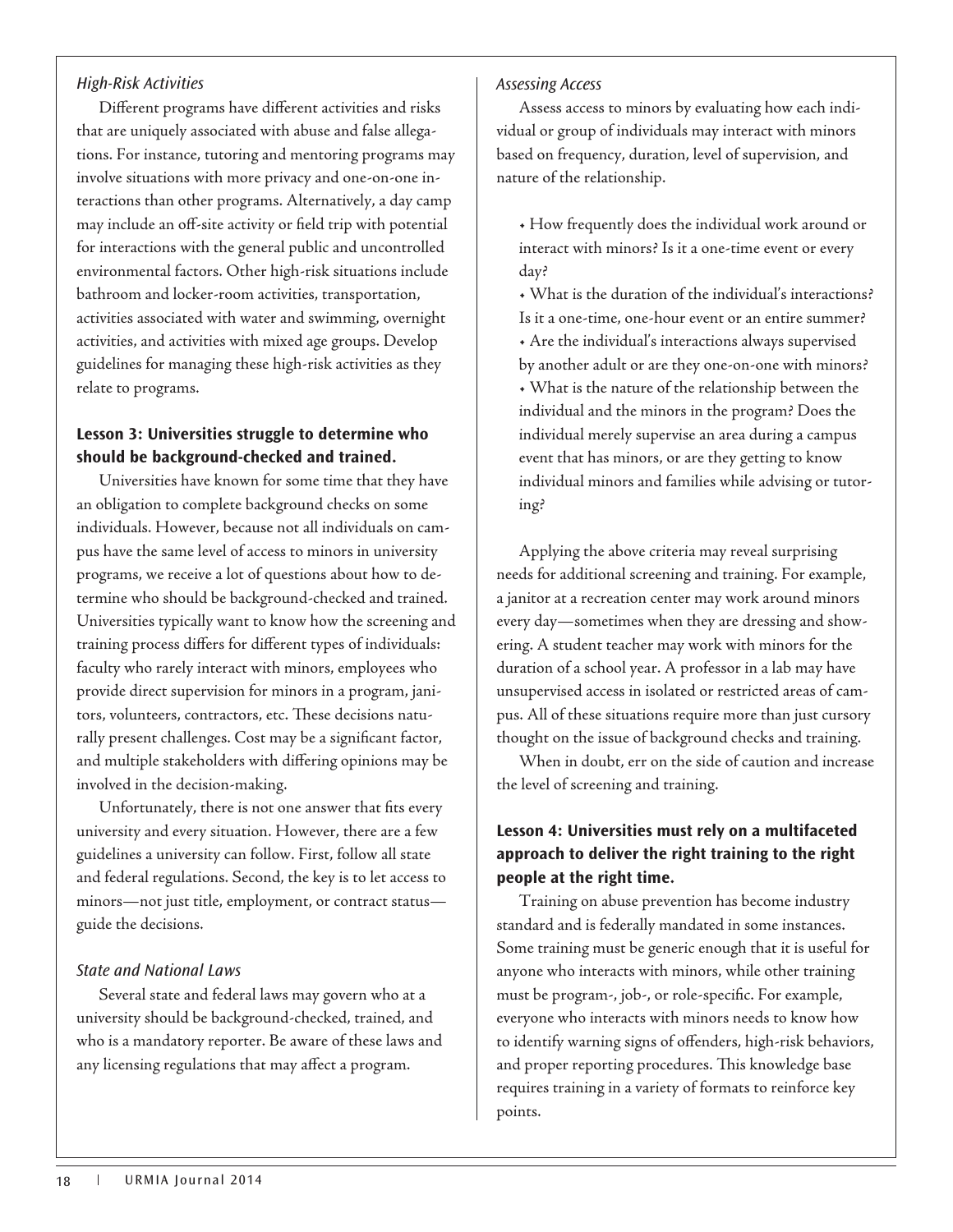### *High-Risk Activities*

Different programs have different activities and risks that are uniquely associated with abuse and false allegations. For instance, tutoring and mentoring programs may involve situations with more privacy and one-on-one interactions than other programs. Alternatively, a day camp may include an off-site activity or field trip with potential for interactions with the general public and uncontrolled environmental factors. Other high-risk situations include bathroom and locker-room activities, transportation, activities associated with water and swimming, overnight activities, and activities with mixed age groups. Develop guidelines for managing these high-risk activities as they relate to programs.

## Lesson 3: Universities struggle to determine who should be background-checked and trained.

Universities have known for some time that they have an obligation to complete background checks on some individuals. However, because not all individuals on campus have the same level of access to minors in university programs, we receive a lot of questions about how to determine who should be background-checked and trained. Universities typically want to know how the screening and training process differs for different types of individuals: faculty who rarely interact with minors, employees who provide direct supervision for minors in a program, janitors, volunteers, contractors, etc. These decisions naturally present challenges. Cost may be a significant factor, and multiple stakeholders with differing opinions may be involved in the decision-making.

Unfortunately, there is not one answer that fits every university and every situation. However, there are a few guidelines a university can follow. First, follow all state and federal regulations. Second, the key is to let access to minors—not just title, employment, or contract status—guide the decisions.

### *State and National Laws*

Several state and federal laws may govern who at a university should be background-checked, trained, and who is a mandatory reporter. Be aware of these laws and any licensing regulations that may affect a program.

### *Assessing Access*

Assess access to minors by evaluating how each individual or group of individuals may interact with minors based on frequency, duration, level of supervision, and nature of the relationship.

- How frequently does the individual work around or interact with minors? Is it a one-time event or every day?
- What is the duration of the individual's interactions? Is it a one-time, one-hour event or an entire summer?
- Are the individual's interactions always supervised by another adult or are they one-on-one with minors?
- What is the nature of the relationship between the individual and the minors in the program? Does the individual merely supervise an area during a campus event that has minors, or are they getting to know individual minors and families while advising or tutoring?

Applying the above criteria may reveal surprising needs for additional screening and training. For example, a janitor at a recreation center may work around minors every day—sometimes when they are dressing and showering. A student teacher may work with minors for the duration of a school year. A professor in a lab may have unsupervised access in isolated or restricted areas of campus. All of these situations require more than just cursory thought on the issue of background checks and training.

When in doubt, err on the side of caution and increase the level of screening and training.

## Lesson 4: Universities must rely on a multifaceted approach to deliver the right training to the right people at the right time.

Training on abuse prevention has become industry standard and is federally mandated in some instances. Some training must be generic enough that it is useful for anyone who interacts with minors, while other training must be program-, job-, or role-specific. For example, everyone who interacts with minors needs to know how to identify warning signs of offenders, high-risk behaviors, and proper reporting procedures. This knowledge base requires training in a variety of formats to reinforce key points.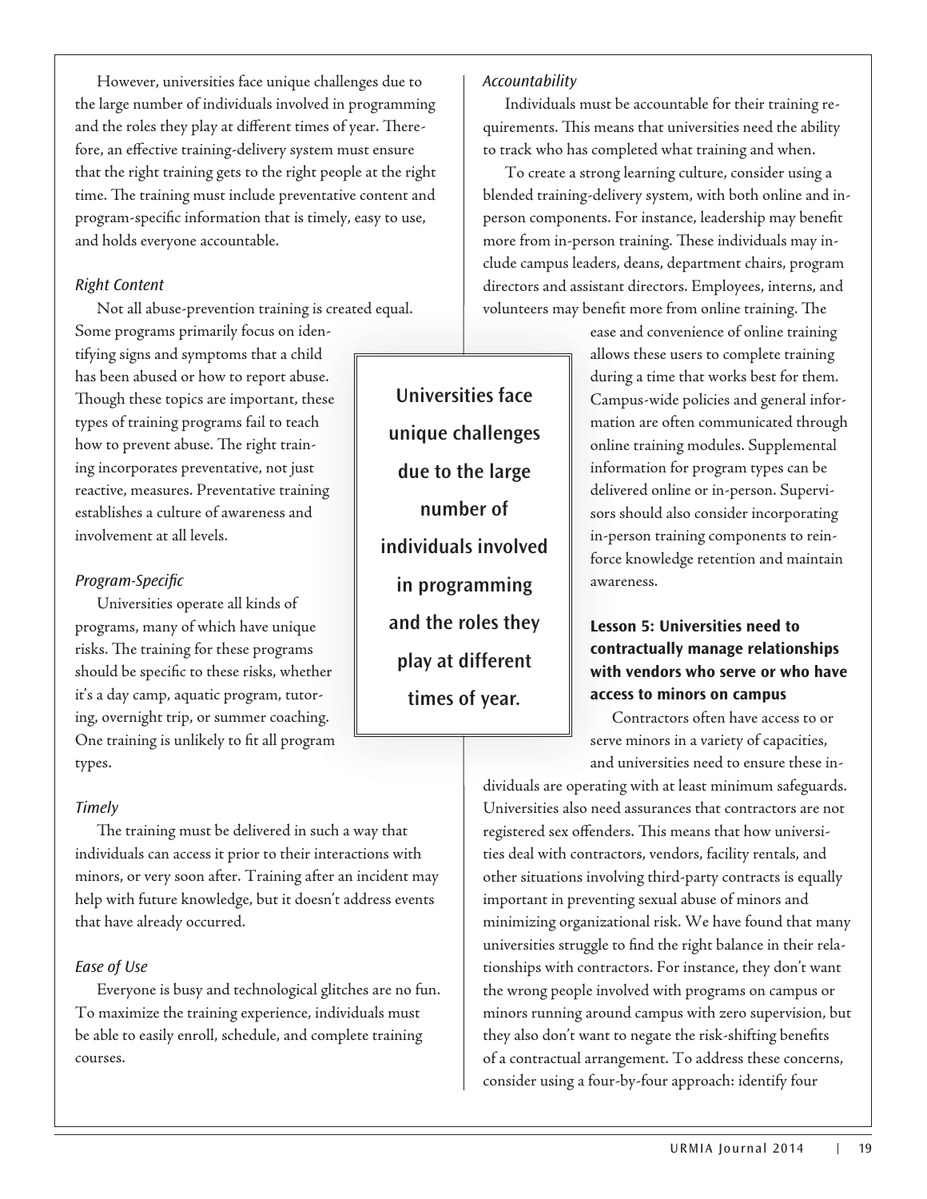However, universities face unique challenges due to the large number of individuals involved in programming and the roles they play at different times of year. Therefore, an effective training-delivery system must ensure that the right training gets to the right people at the right time. The training must include preventative content and program-specific information that is timely, easy to use, and holds everyone accountable.

*Right Content*

Not all abuse-prevention training is created equal. Some programs primarily focus on identifying signs and symptoms that a child has been abused or how to report abuse. Though these topics are important, these types of training programs fail to teach how to prevent abuse. The right training incorporates preventative, not just reactive, measures. Preventative training establishes a culture of awareness and involvement at all levels.

*Program-Specific*

Universities operate all kinds of programs, many of which have unique risks. The training for these programs should be specific to these risks, whether it's a day camp, aquatic program, tutoring, overnight trip, or summer coaching. One training is unlikely to fit all program types.

*Timely*

The training must be delivered in such a way that individuals can access it prior to their interactions with minors, or very soon after. Training after an incident may help with future knowledge, but it doesn't address events that have already occurred.

*Ease of Use*

Everyone is busy and technological glitches are no fun. To maximize the training experience, individuals must be able to easily enroll, schedule, and complete training courses.

> **Universities face unique challenges due to the large number of individuals involved in programming and the roles they play at different times of year.**

*Accountability*

Individuals must be accountable for their training requirements. This means that universities need the ability to track who has completed what training and when.

To create a strong learning culture, consider using a blended training-delivery system, with both online and in-person components. For instance, leadership may benefit more from in-person training. These individuals may include campus leaders, deans, department chairs, program directors and assistant directors. Employees, interns, and volunteers may benefit more from online training. The ease and convenience of online training allows these users to complete training during a time that works best for them. Campus-wide policies and general information are often communicated through online training modules. Supplemental information for program types can be delivered online or in-person. Supervisors should also consider incorporating in-person training components to reinforce knowledge retention and maintain awareness.

### Lesson 5: Universities need to contractually manage relationships with vendors who serve or who have access to minors on campus

Contractors often have access to or serve minors in a variety of capacities, and universities need to ensure these individuals are operating with at least minimum safeguards. Universities also need assurances that contractors are not registered sex offenders. This means that how universities deal with contractors, vendors, facility rentals, and other situations involving third-party contracts is equally important in preventing sexual abuse of minors and minimizing organizational risk. We have found that many universities struggle to find the right balance in their relationships with contractors. For instance, they don't want the wrong people involved with programs on campus or minors running around campus with zero supervision, but they also don't want to negate the risk-shifting benefits of a contractual arrangement. To address these concerns, consider using a four-by-four approach: identify four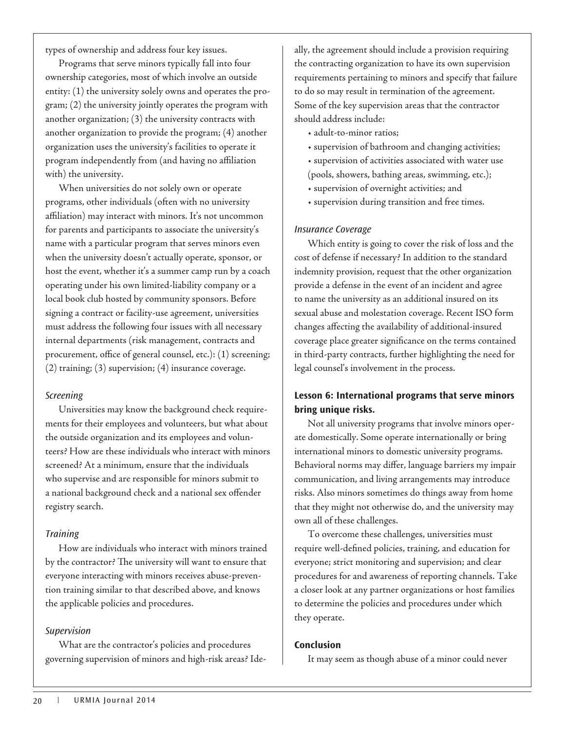types of ownership and address four key issues.

Programs that serve minors typically fall into four ownership categories, most of which involve an outside entity: (1) the university solely owns and operates the program; (2) the university jointly operates the program with another organization; (3) the university contracts with another organization to provide the program; (4) another organization uses the university's facilities to operate it program independently from (and having no affiliation with) the university.

When universities do not solely own or operate programs, other individuals (often with no university affiliation) may interact with minors. It's not uncommon for parents and participants to associate the university's name with a particular program that serves minors even when the university doesn't actually operate, sponsor, or host the event, whether it's a summer camp run by a coach operating under his own limited-liability company or a local book club hosted by community sponsors. Before signing a contract or facility-use agreement, universities must address the following four issues with all necessary internal departments (risk management, contracts and procurement, office of general counsel, etc.): (1) screening; (2) training; (3) supervision; (4) insurance coverage.

*Screening*

Universities may know the background check requirements for their employees and volunteers, but what about the outside organization and its employees and volunteers? How are these individuals who interact with minors screened? At a minimum, ensure that the individuals who supervise and are responsible for minors submit to a national background check and a national sex offender registry search.

*Training*

How are individuals who interact with minors trained by the contractor? The university will want to ensure that everyone interacting with minors receives abuse-prevention training similar to that described above, and knows the applicable policies and procedures.

*Supervision*

What are the contractor's policies and procedures governing supervision of minors and high-risk areas? Ideally, the agreement should include a provision requiring the contracting organization to have its own supervision requirements pertaining to minors and specify that failure to do so may result in termination of the agreement. Some of the key supervision areas that the contractor should address include:

- adult-to-minor ratios;
- supervision of bathroom and changing activities;
- supervision of activities associated with water use (pools, showers, bathing areas, swimming, etc.);
- supervision of overnight activities; and
- supervision during transition and free times.

*Insurance Coverage*

Which entity is going to cover the risk of loss and the cost of defense if necessary? In addition to the standard indemnity provision, request that the other organization provide a defense in the event of an incident and agree to name the university as an additional insured on its sexual abuse and molestation coverage. Recent ISO form changes affecting the availability of additional-insured coverage place greater significance on the terms contained in third-party contracts, further highlighting the need for legal counsel's involvement in the process.

### Lesson 6: International programs that serve minors bring unique risks.

Not all university programs that involve minors operate domestically. Some operate internationally or bring international minors to domestic university programs. Behavioral norms may differ, language barriers my impair communication, and living arrangements may introduce risks. Also minors sometimes do things away from home that they might not otherwise do, and the university may own all of these challenges.

To overcome these challenges, universities must require well-defined policies, training, and education for everyone; strict monitoring and supervision; and clear procedures for and awareness of reporting channels. Take a closer look at any partner organizations or host families to determine the policies and procedures under which they operate.

### Conclusion

It may seem as though abuse of a minor could never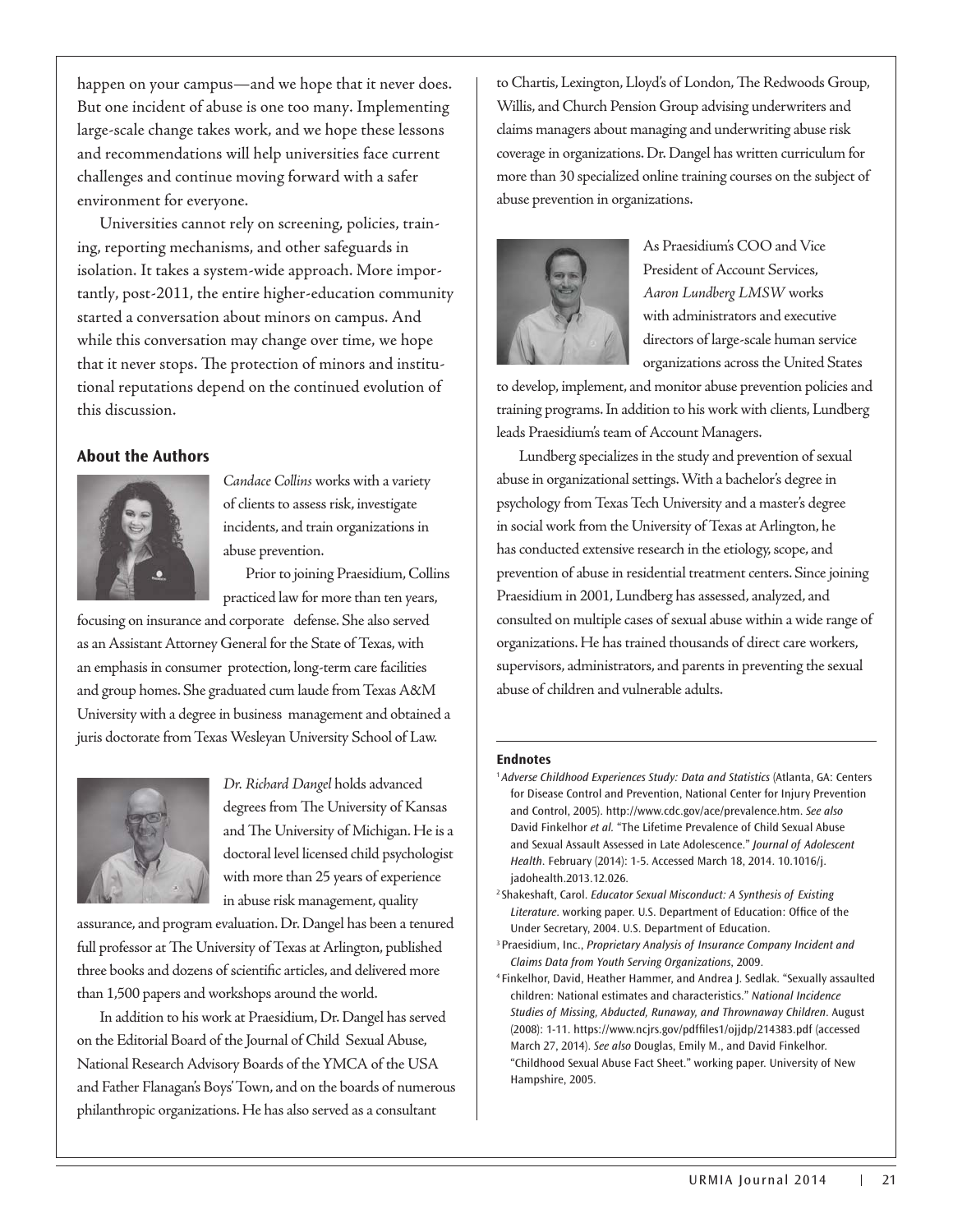happen on your campus—and we hope that it never does. But one incident of abuse is one too many. Implementing large-scale change takes work, and we hope these lessons and recommendations will help universities face current challenges and continue moving forward with a safer environment for everyone.

Universities cannot rely on screening, policies, training, reporting mechanisms, and other safeguards in isolation. It takes a system-wide approach. More importantly, post-2011, the entire higher-education community started a conversation about minors on campus. And while this conversation may change over time, we hope that it never stops. The protection of minors and institutional reputations depend on the continued evolution of this discussion.

## About the Authors

*Candace Collins* works with a variety of clients to assess risk, investigate incidents, and train organizations in abuse prevention.

Prior to joining Praesidium, Collins practiced law for more than ten years, focusing on insurance and corporate defense. She also served as an Assistant Attorney General for the State of Texas, with an emphasis in consumer protection, long-term care facilities and group homes. She graduated cum laude from Texas A&M University with a degree in business management and obtained a juris doctorate from Texas Wesleyan University School of Law.

*Dr. Richard Dangel* holds advanced degrees from The University of Kansas and The University of Michigan. He is a doctoral level licensed child psychologist with more than 25 years of experience in abuse risk management, quality assurance, and program evaluation. Dr. Dangel has been a tenured full professor at The University of Texas at Arlington, published three books and dozens of scientific articles, and delivered more than 1,500 papers and workshops around the world.

In addition to his work at Praesidium, Dr. Dangel has served on the Editorial Board of the Journal of Child Sexual Abuse, National Research Advisory Boards of the YMCA of the USA and Father Flanagan's Boys' Town, and on the boards of numerous philanthropic organizations. He has also served as a consultant to Chartis, Lexington, Lloyd's of London, The Redwoods Group, Willis, and Church Pension Group advising underwriters and claims managers about managing and underwriting abuse risk coverage in organizations. Dr. Dangel has written curriculum for more than 30 specialized online training courses on the subject of abuse prevention in organizations.

As Praesidium's COO and Vice President of Account Services, *Aaron Lundberg LMSW* works with administrators and executive directors of large-scale human service organizations across the United States to develop, implement, and monitor abuse prevention policies and training programs. In addition to his work with clients, Lundberg leads Praesidium's team of Account Managers.

Lundberg specializes in the study and prevention of sexual abuse in organizational settings. With a bachelor's degree in psychology from Texas Tech University and a master's degree in social work from the University of Texas at Arlington, he has conducted extensive research in the etiology, scope, and prevention of abuse in residential treatment centers. Since joining Praesidium in 2001, Lundberg has assessed, analyzed, and consulted on multiple cases of sexual abuse within a wide range of organizations. He has trained thousands of direct care workers, supervisors, administrators, and parents in preventing the sexual abuse of children and vulnerable adults.

### Endnotes

[1] *Adverse Childhood Experiences Study: Data and Statistics* (Atlanta, GA: Centers for Disease Control and Prevention, National Center for Injury Prevention and Control, 2005). http://www.cdc.gov/ace/prevalence.htm. *See also* David Finkelhor *et al.* "The Lifetime Prevalence of Child Sexual Abuse and Sexual Assault Assessed in Late Adolescence." *Journal of Adolescent Health*. February (2014): 1-5. Accessed March 18, 2014. 10.1016/j.jadohealth.2013.12.026.

[2] Shakeshaft, Carol. *Educator Sexual Misconduct: A Synthesis of Existing Literature*. working paper. U.S. Department of Education: Office of the Under Secretary, 2004. U.S. Department of Education.

[3] Praesidium, Inc., *Proprietary Analysis of Insurance Company Incident and Claims Data from Youth Serving Organizations*, 2009.

[4] Finkelhor, David, Heather Hammer, and Andrea J. Sedlak. "Sexually assaulted children: National estimates and characteristics." *National Incidence Studies of Missing, Abducted, Runaway, and Thrownaway Children*. August (2008): 1-11. https://www.ncjrs.gov/pdffiles1/ojjdp/214383.pdf (accessed March 27, 2014). *See also* Douglas, Emily M., and David Finkelhor. "Childhood Sexual Abuse Fact Sheet." working paper. University of New Hampshire, 2005.